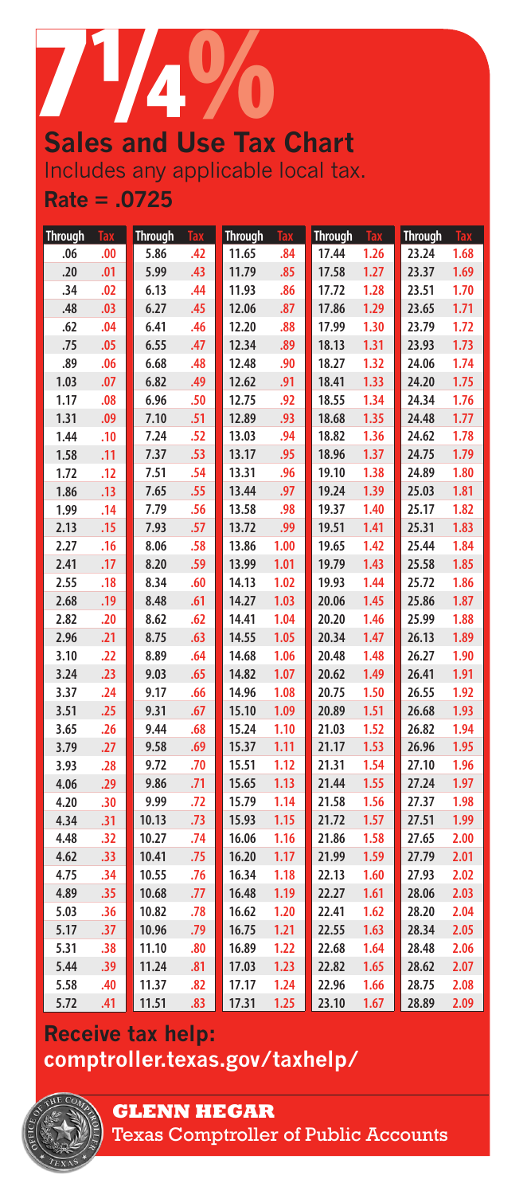# 7 1/4%

## Sales and Use Tax Chart

Includes any applicable local tax.

**Rate = .0725**

| Through | Tax | Through | Tax | Through | Tax | Through | Tax | Through | Tax |
|---|---|---|---|---|---|---|---|---|---|
| .06 | .00 | 5.86 | .42 | 11.65 | .84 | 17.44 | 1.26 | 23.24 | 1.68 |
| .20 | .01 | 5.99 | .43 | 11.79 | .85 | 17.58 | 1.27 | 23.37 | 1.69 |
| .34 | .02 | 6.13 | .44 | 11.93 | .86 | 17.72 | 1.28 | 23.51 | 1.70 |
| .48 | .03 | 6.27 | .45 | 12.06 | .87 | 17.86 | 1.29 | 23.65 | 1.71 |
| .62 | .04 | 6.41 | .46 | 12.20 | .88 | 17.99 | 1.30 | 23.79 | 1.72 |
| .75 | .05 | 6.55 | .47 | 12.34 | .89 | 18.13 | 1.31 | 23.93 | 1.73 |
| .89 | .06 | 6.68 | .48 | 12.48 | .90 | 18.27 | 1.32 | 24.06 | 1.74 |
| 1.03 | .07 | 6.82 | .49 | 12.62 | .91 | 18.41 | 1.33 | 24.20 | 1.75 |
| 1.17 | .08 | 6.96 | .50 | 12.75 | .92 | 18.55 | 1.34 | 24.34 | 1.76 |
| 1.31 | .09 | 7.10 | .51 | 12.89 | .93 | 18.68 | 1.35 | 24.48 | 1.77 |
| 1.44 | .10 | 7.24 | .52 | 13.03 | .94 | 18.82 | 1.36 | 24.62 | 1.78 |
| 1.58 | .11 | 7.37 | .53 | 13.17 | .95 | 18.96 | 1.37 | 24.75 | 1.79 |
| 1.72 | .12 | 7.51 | .54 | 13.31 | .96 | 19.10 | 1.38 | 24.89 | 1.80 |
| 1.86 | .13 | 7.65 | .55 | 13.44 | .97 | 19.24 | 1.39 | 25.03 | 1.81 |
| 1.99 | .14 | 7.79 | .56 | 13.58 | .98 | 19.37 | 1.40 | 25.17 | 1.82 |
| 2.13 | .15 | 7.93 | .57 | 13.72 | .99 | 19.51 | 1.41 | 25.31 | 1.83 |
| 2.27 | .16 | 8.06 | .58 | 13.86 | 1.00 | 19.65 | 1.42 | 25.44 | 1.84 |
| 2.41 | .17 | 8.20 | .59 | 13.99 | 1.01 | 19.79 | 1.43 | 25.58 | 1.85 |
| 2.55 | .18 | 8.34 | .60 | 14.13 | 1.02 | 19.93 | 1.44 | 25.72 | 1.86 |
| 2.68 | .19 | 8.48 | .61 | 14.27 | 1.03 | 20.06 | 1.45 | 25.86 | 1.87 |
| 2.82 | .20 | 8.62 | .62 | 14.41 | 1.04 | 20.20 | 1.46 | 25.99 | 1.88 |
| 2.96 | .21 | 8.75 | .63 | 14.55 | 1.05 | 20.34 | 1.47 | 26.13 | 1.89 |
| 3.10 | .22 | 8.89 | .64 | 14.68 | 1.06 | 20.48 | 1.48 | 26.27 | 1.90 |
| 3.24 | .23 | 9.03 | .65 | 14.82 | 1.07 | 20.62 | 1.49 | 26.41 | 1.91 |
| 3.37 | .24 | 9.17 | .66 | 14.96 | 1.08 | 20.75 | 1.50 | 26.55 | 1.92 |
| 3.51 | .25 | 9.31 | .67 | 15.10 | 1.09 | 20.89 | 1.51 | 26.68 | 1.93 |
| 3.65 | .26 | 9.44 | .68 | 15.24 | 1.10 | 21.03 | 1.52 | 26.82 | 1.94 |
| 3.79 | .27 | 9.58 | .69 | 15.37 | 1.11 | 21.17 | 1.53 | 26.96 | 1.95 |
| 3.93 | .28 | 9.72 | .70 | 15.51 | 1.12 | 21.31 | 1.54 | 27.10 | 1.96 |
| 4.06 | .29 | 9.86 | .71 | 15.65 | 1.13 | 21.44 | 1.55 | 27.24 | 1.97 |
| 4.20 | .30 | 9.99 | .72 | 15.79 | 1.14 | 21.58 | 1.56 | 27.37 | 1.98 |
| 4.34 | .31 | 10.13 | .73 | 15.93 | 1.15 | 21.72 | 1.57 | 27.51 | 1.99 |
| 4.48 | .32 | 10.27 | .74 | 16.06 | 1.16 | 21.86 | 1.58 | 27.65 | 2.00 |
| 4.62 | .33 | 10.41 | .75 | 16.20 | 1.17 | 21.99 | 1.59 | 27.79 | 2.01 |
| 4.75 | .34 | 10.55 | .76 | 16.34 | 1.18 | 22.13 | 1.60 | 27.93 | 2.02 |
| 4.89 | .35 | 10.68 | .77 | 16.48 | 1.19 | 22.27 | 1.61 | 28.06 | 2.03 |
| 5.03 | .36 | 10.82 | .78 | 16.62 | 1.20 | 22.41 | 1.62 | 28.20 | 2.04 |
| 5.17 | .37 | 10.96 | .79 | 16.75 | 1.21 | 22.55 | 1.63 | 28.34 | 2.05 |
| 5.31 | .38 | 11.10 | .80 | 16.89 | 1.22 | 22.68 | 1.64 | 28.48 | 2.06 |
| 5.44 | .39 | 11.24 | .81 | 17.03 | 1.23 | 22.82 | 1.65 | 28.62 | 2.07 |
| 5.58 | .40 | 11.37 | .82 | 17.17 | 1.24 | 22.96 | 1.66 | 28.75 | 2.08 |
| 5.72 | .41 | 11.51 | .83 | 17.31 | 1.25 | 23.10 | 1.67 | 28.89 | 2.09 |

**Receive tax help:**
**comptroller.texas.gov/taxhelp/**

**GLENN HEGAR**
Texas Comptroller of Public Accounts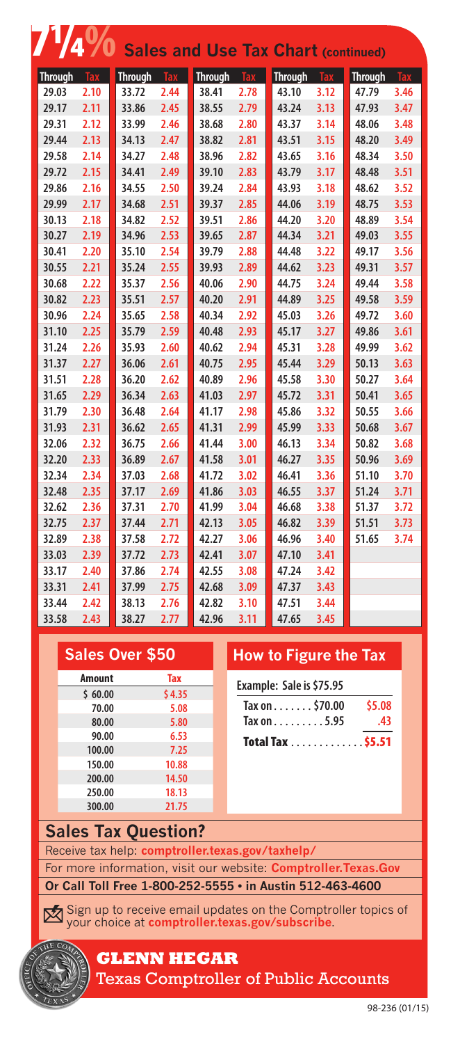# 7¼% Sales and Use Tax Chart (continued)

| Through | Tax | Through | Tax | Through | Tax | Through | Tax | Through | Tax |
|---|---|---|---|---|---|---|---|---|---|
| 29.03 | 2.10 | 33.72 | 2.44 | 38.41 | 2.78 | 43.10 | 3.12 | 47.79 | 3.46 |
| 29.17 | 2.11 | 33.86 | 2.45 | 38.55 | 2.79 | 43.24 | 3.13 | 47.93 | 3.47 |
| 29.31 | 2.12 | 33.99 | 2.46 | 38.68 | 2.80 | 43.37 | 3.14 | 48.06 | 3.48 |
| 29.44 | 2.13 | 34.13 | 2.47 | 38.82 | 2.81 | 43.51 | 3.15 | 48.20 | 3.49 |
| 29.58 | 2.14 | 34.27 | 2.48 | 38.96 | 2.82 | 43.65 | 3.16 | 48.34 | 3.50 |
| 29.72 | 2.15 | 34.41 | 2.49 | 39.10 | 2.83 | 43.79 | 3.17 | 48.48 | 3.51 |
| 29.86 | 2.16 | 34.55 | 2.50 | 39.24 | 2.84 | 43.93 | 3.18 | 48.62 | 3.52 |
| 29.99 | 2.17 | 34.68 | 2.51 | 39.37 | 2.85 | 44.06 | 3.19 | 48.75 | 3.53 |
| 30.13 | 2.18 | 34.82 | 2.52 | 39.51 | 2.86 | 44.20 | 3.20 | 48.89 | 3.54 |
| 30.27 | 2.19 | 34.96 | 2.53 | 39.65 | 2.87 | 44.34 | 3.21 | 49.03 | 3.55 |
| 30.41 | 2.20 | 35.10 | 2.54 | 39.79 | 2.88 | 44.48 | 3.22 | 49.17 | 3.56 |
| 30.55 | 2.21 | 35.24 | 2.55 | 39.93 | 2.89 | 44.62 | 3.23 | 49.31 | 3.57 |
| 30.68 | 2.22 | 35.37 | 2.56 | 40.06 | 2.90 | 44.75 | 3.24 | 49.44 | 3.58 |
| 30.82 | 2.23 | 35.51 | 2.57 | 40.20 | 2.91 | 44.89 | 3.25 | 49.58 | 3.59 |
| 30.96 | 2.24 | 35.65 | 2.58 | 40.34 | 2.92 | 45.03 | 3.26 | 49.72 | 3.60 |
| 31.10 | 2.25 | 35.79 | 2.59 | 40.48 | 2.93 | 45.17 | 3.27 | 49.86 | 3.61 |
| 31.24 | 2.26 | 35.93 | 2.60 | 40.62 | 2.94 | 45.31 | 3.28 | 49.99 | 3.62 |
| 31.37 | 2.27 | 36.06 | 2.61 | 40.75 | 2.95 | 45.44 | 3.29 | 50.13 | 3.63 |
| 31.51 | 2.28 | 36.20 | 2.62 | 40.89 | 2.96 | 45.58 | 3.30 | 50.27 | 3.64 |
| 31.65 | 2.29 | 36.34 | 2.63 | 41.03 | 2.97 | 45.72 | 3.31 | 50.41 | 3.65 |
| 31.79 | 2.30 | 36.48 | 2.64 | 41.17 | 2.98 | 45.86 | 3.32 | 50.55 | 3.66 |
| 31.93 | 2.31 | 36.62 | 2.65 | 41.31 | 2.99 | 45.99 | 3.33 | 50.68 | 3.67 |
| 32.06 | 2.32 | 36.75 | 2.66 | 41.44 | 3.00 | 46.13 | 3.34 | 50.82 | 3.68 |
| 32.20 | 2.33 | 36.89 | 2.67 | 41.58 | 3.01 | 46.27 | 3.35 | 50.96 | 3.69 |
| 32.34 | 2.34 | 37.03 | 2.68 | 41.72 | 3.02 | 46.41 | 3.36 | 51.10 | 3.70 |
| 32.48 | 2.35 | 37.17 | 2.69 | 41.86 | 3.03 | 46.55 | 3.37 | 51.24 | 3.71 |
| 32.62 | 2.36 | 37.31 | 2.70 | 41.99 | 3.04 | 46.68 | 3.38 | 51.37 | 3.72 |
| 32.75 | 2.37 | 37.44 | 2.71 | 42.13 | 3.05 | 46.82 | 3.39 | 51.51 | 3.73 |
| 32.89 | 2.38 | 37.58 | 2.72 | 42.27 | 3.06 | 46.96 | 3.40 | 51.65 | 3.74 |
| 33.03 | 2.39 | 37.72 | 2.73 | 42.41 | 3.07 | 47.10 | 3.41 | | |
| 33.17 | 2.40 | 37.86 | 2.74 | 42.55 | 3.08 | 47.24 | 3.42 | | |
| 33.31 | 2.41 | 37.99 | 2.75 | 42.68 | 3.09 | 47.37 | 3.43 | | |
| 33.44 | 2.42 | 38.13 | 2.76 | 42.82 | 3.10 | 47.51 | 3.44 | | |
| 33.58 | 2.43 | 38.27 | 2.77 | 42.96 | 3.11 | 47.65 | 3.45 | | |

## Sales Over $50

| Amount | Tax |
|---|---|
| $ 60.00 | $4.35 |
| 70.00 | 5.08 |
| 80.00 | 5.80 |
| 90.00 | 6.53 |
| 100.00 | 7.25 |
| 150.00 | 10.88 |
| 200.00 | 14.50 |
| 250.00 | 18.13 |
| 300.00 | 21.75 |

## How to Figure the Tax

**Example: Sale is $75.95**

| | |
|---|---|
| Tax on . . . . . . . $70.00 | $5.08 |
| Tax on . . . . . . . . . 5.95 | .43 |
| **Total Tax . . . . . . . . . . . . .** | **$5.51** |

## Sales Tax Question?

Receive tax help: **comptroller.texas.gov/taxhelp/**

For more information, visit our website: **Comptroller.Texas.Gov**

**Or Call Toll Free 1-800-252-5555 • in Austin 512-463-4600**

Sign up to receive email updates on the Comptroller topics of your choice at **comptroller.texas.gov/subscribe**.

**GLENN HEGAR**
Texas Comptroller of Public Accounts

98-236 (01/15)